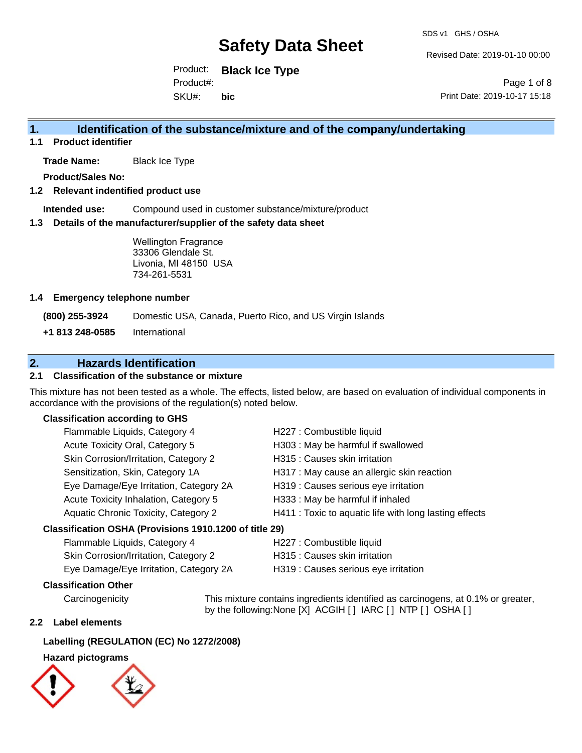# Safety Data Sheet

SDS v1 GHS / OSHA

Revised Date: 2019-01-10 00:00

Product: **Black Ice Type**

Product#:

SKU#: **bic**

Print Date: 2019-10-17 15:18

## 1. Identification of the substance/mixture and of the company/undertaking

### 1.1 Product identifier

**Trade Name:** Black Ice Type

**Product/Sales No:**

### 1.2 Relevant identified product use

**Intended use:** Compound used in customer substance/mixture/product

### 1.3 Details of the manufacturer/supplier of the safety data sheet

Wellington Fragrance
33306 Glendale St.
Livonia, MI 48150 USA
734-261-5531

### 1.4 Emergency telephone number

**(800) 255-3924** Domestic USA, Canada, Puerto Rico, and US Virgin Islands

**+1 813 248-0585** International

## 2. Hazards Identification

### 2.1 Classification of the substance or mixture

This mixture has not been tested as a whole. The effects, listed below, are based on evaluation of individual components in accordance with the provisions of the regulation(s) noted below.

**Classification according to GHS**

| | |
|---|---|
| Flammable Liquids, Category 4 | H227 : Combustible liquid |
| Acute Toxicity Oral, Category 5 | H303 : May be harmful if swallowed |
| Skin Corrosion/Irritation, Category 2 | H315 : Causes skin irritation |
| Sensitization, Skin, Category 1A | H317 : May cause an allergic skin reaction |
| Eye Damage/Eye Irritation, Category 2A | H319 : Causes serious eye irritation |
| Acute Toxicity Inhalation, Category 5 | H333 : May be harmful if inhaled |
| Aquatic Chronic Toxicity, Category 2 | H411 : Toxic to aquatic life with long lasting effects |

**Classification OSHA (Provisions 1910.1200 of title 29)**

| | |
|---|---|
| Flammable Liquids, Category 4 | H227 : Combustible liquid |
| Skin Corrosion/Irritation, Category 2 | H315 : Causes skin irritation |
| Eye Damage/Eye Irritation, Category 2A | H319 : Causes serious eye irritation |

**Classification Other**

Carcinogenicity — This mixture contains ingredients identified as carcinogens, at 0.1% or greater, by the following:None [X] ACGIH [ ] IARC [ ] NTP [ ] OSHA [ ]

### 2.2 Label elements

**Labelling (REGULATION (EC) No 1272/2008)**

**Hazard pictograms**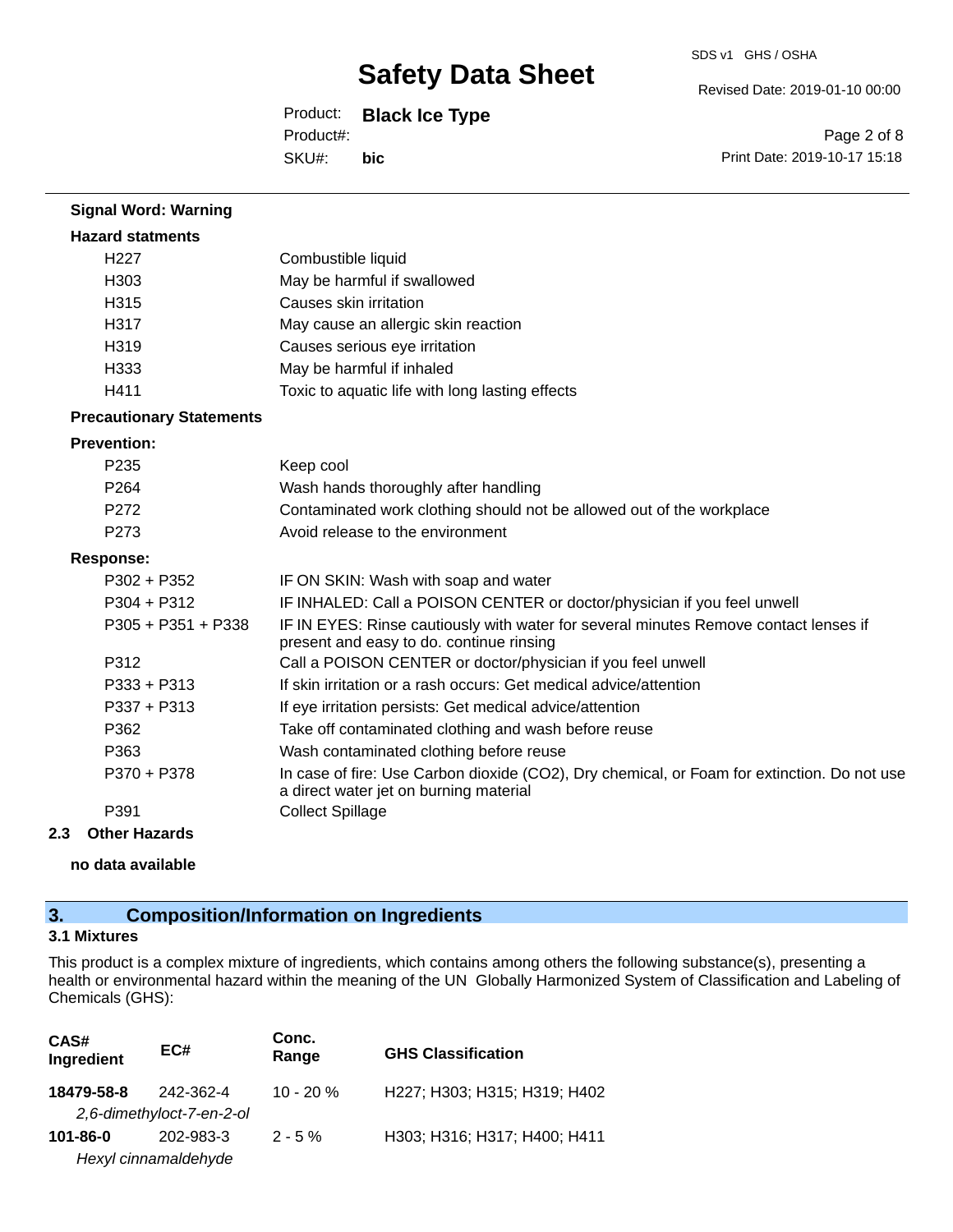**Signal Word: Warning**

**Hazard statments**

| | |
|---|---|
| H227 | Combustible liquid |
| H303 | May be harmful if swallowed |
| H315 | Causes skin irritation |
| H317 | May cause an allergic skin reaction |
| H319 | Causes serious eye irritation |
| H333 | May be harmful if inhaled |
| H411 | Toxic to aquatic life with long lasting effects |

**Precautionary Statements**

**Prevention:**

| | |
|---|---|
| P235 | Keep cool |
| P264 | Wash hands thoroughly after handling |
| P272 | Contaminated work clothing should not be allowed out of the workplace |
| P273 | Avoid release to the environment |

**Response:**

| | |
|---|---|
| P302 + P352 | IF ON SKIN: Wash with soap and water |
| P304 + P312 | IF INHALED: Call a POISON CENTER or doctor/physician if you feel unwell |
| P305 + P351 + P338 | IF IN EYES: Rinse cautiously with water for several minutes Remove contact lenses if present and easy to do. continue rinsing |
| P312 | Call a POISON CENTER or doctor/physician if you feel unwell |
| P333 + P313 | If skin irritation or a rash occurs: Get medical advice/attention |
| P337 + P313 | If eye irritation persists: Get medical advice/attention |
| P362 | Take off contaminated clothing and wash before reuse |
| P363 | Wash contaminated clothing before reuse |
| P370 + P378 | In case of fire: Use Carbon dioxide ($CO_2$), Dry chemical, or Foam for extinction. Do not use a direct water jet on burning material |
| P391 | Collect Spillage |

### 2.3 Other Hazards

**no data available**

## 3. Composition/Information on Ingredients

### 3.1 Mixtures

This product is a complex mixture of ingredients, which contains among others the following substance(s), presenting a health or environmental hazard within the meaning of the UN Globally Harmonized System of Classification and Labeling of Chemicals (GHS):

| CAS# Ingredient | EC# | Conc. Range | GHS Classification |
|---|---|---|---|
| **18479-58-8** *2,6-dimethyloct-7-en-2-ol* | 242-362-4 | 10 - 20 % | H227; H303; H315; H319; H402 |
| **101-86-0** *Hexyl cinnamaldehyde* | 202-983-3 | 2 - 5 % | H303; H316; H317; H400; H411 |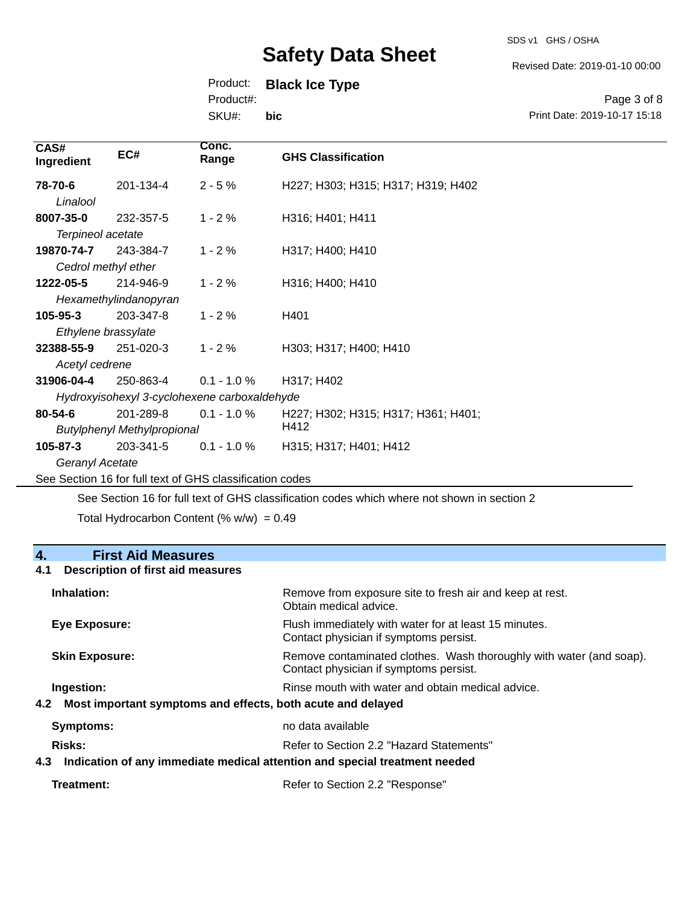| CAS# Ingredient | EC# | Conc. Range | GHS Classification |
|---|---|---|---|
| **78-70-6** *Linalool* | 201-134-4 | 2 - 5 % | H227; H303; H315; H317; H319; H402 |
| **8007-35-0** *Terpineol acetate* | 232-357-5 | 1 - 2 % | H316; H401; H411 |
| **19870-74-7** *Cedrol methyl ether* | 243-384-7 | 1 - 2 % | H317; H400; H410 |
| **1222-05-5** *Hexamethylindanopyran* | 214-946-9 | 1 - 2 % | H316; H400; H410 |
| **105-95-3** *Ethylene brassylate* | 203-347-8 | 1 - 2 % | H401 |
| **32388-55-9** *Acetyl cedrene* | 251-020-3 | 1 - 2 % | H303; H317; H400; H410 |
| **31906-04-4** *Hydroxyisohexyl 3-cyclohexene carboxaldehyde* | 250-863-4 | 0.1 - 1.0 % | H317; H402 |
| **80-54-6** *Butylphenyl Methylpropional* | 201-289-8 | 0.1 - 1.0 % | H227; H302; H315; H317; H361; H401; H412 |
| **105-87-3** *Geranyl Acetate* | 203-341-5 | 0.1 - 1.0 % | H315; H317; H401; H412 |

See Section 16 for full text of GHS classification codes

See Section 16 for full text of GHS classification codes which where not shown in section 2

Total Hydrocarbon Content (% w/w) = 0.49

## 4. First Aid Measures

### 4.1 Description of first aid measures

**Inhalation:** Remove from exposure site to fresh air and keep at rest. Obtain medical advice.

**Eye Exposure:** Flush immediately with water for at least 15 minutes. Contact physician if symptoms persist.

**Skin Exposure:** Remove contaminated clothes. Wash thoroughly with water (and soap). Contact physician if symptoms persist.

**Ingestion:** Rinse mouth with water and obtain medical advice.

### 4.2 Most important symptoms and effects, both acute and delayed

**Symptoms:** no data available

**Risks:** Refer to Section 2.2 "Hazard Statements"

### 4.3 Indication of any immediate medical attention and special treatment needed

**Treatment:** Refer to Section 2.2 "Response"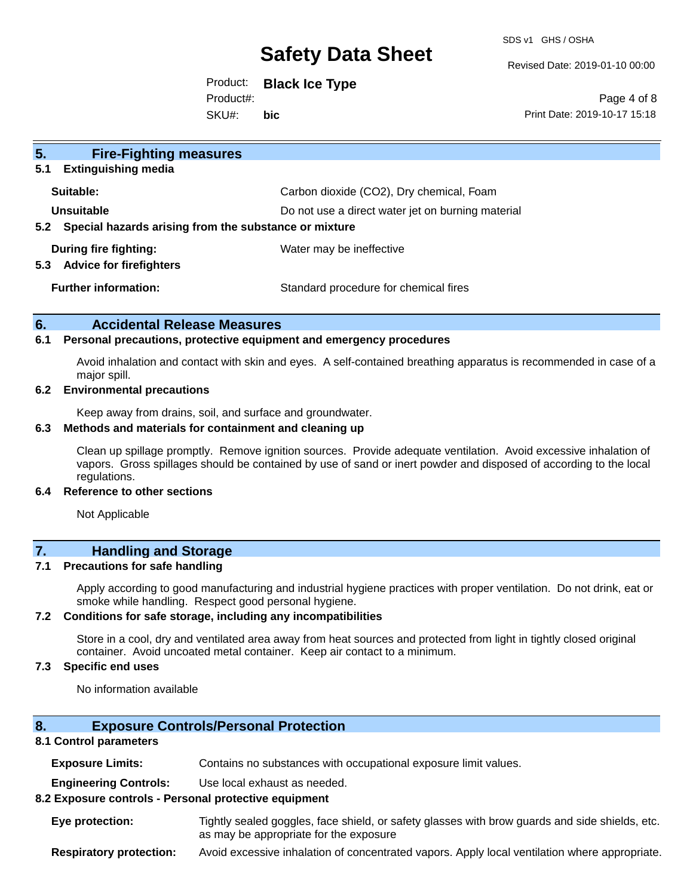## 5. Fire-Fighting measures

### 5.1 Extinguishing media

| | |
|---|---|
| **Suitable:** | Carbon dioxide ($CO_2$), Dry chemical, Foam |
| **Unsuitable** | Do not use a direct water jet on burning material |

### 5.2 Special hazards arising from the substance or mixture

| | |
|---|---|
| **During fire fighting:** | Water may be ineffective |

### 5.3 Advice for firefighters

| | |
|---|---|
| **Further information:** | Standard procedure for chemical fires |

## 6. Accidental Release Measures

### 6.1 Personal precautions, protective equipment and emergency procedures

Avoid inhalation and contact with skin and eyes. A self-contained breathing apparatus is recommended in case of a major spill.

### 6.2 Environmental precautions

Keep away from drains, soil, and surface and groundwater.

### 6.3 Methods and materials for containment and cleaning up

Clean up spillage promptly. Remove ignition sources. Provide adequate ventilation. Avoid excessive inhalation of vapors. Gross spillages should be contained by use of sand or inert powder and disposed of according to the local regulations.

### 6.4 Reference to other sections

Not Applicable

## 7. Handling and Storage

### 7.1 Precautions for safe handling

Apply according to good manufacturing and industrial hygiene practices with proper ventilation. Do not drink, eat or smoke while handling. Respect good personal hygiene.

### 7.2 Conditions for safe storage, including any incompatibilities

Store in a cool, dry and ventilated area away from heat sources and protected from light in tightly closed original container. Avoid uncoated metal container. Keep air contact to a minimum.

### 7.3 Specific end uses

No information available

## 8. Exposure Controls/Personal Protection

### 8.1 Control parameters

| | |
|---|---|
| **Exposure Limits:** | Contains no substances with occupational exposure limit values. |
| **Engineering Controls:** | Use local exhaust as needed. |

### 8.2 Exposure controls - Personal protective equipment

| | |
|---|---|
| **Eye protection:** | Tightly sealed goggles, face shield, or safety glasses with brow guards and side shields, etc. as may be appropriate for the exposure |
| **Respiratory protection:** | Avoid excessive inhalation of concentrated vapors. Apply local ventilation where appropriate. |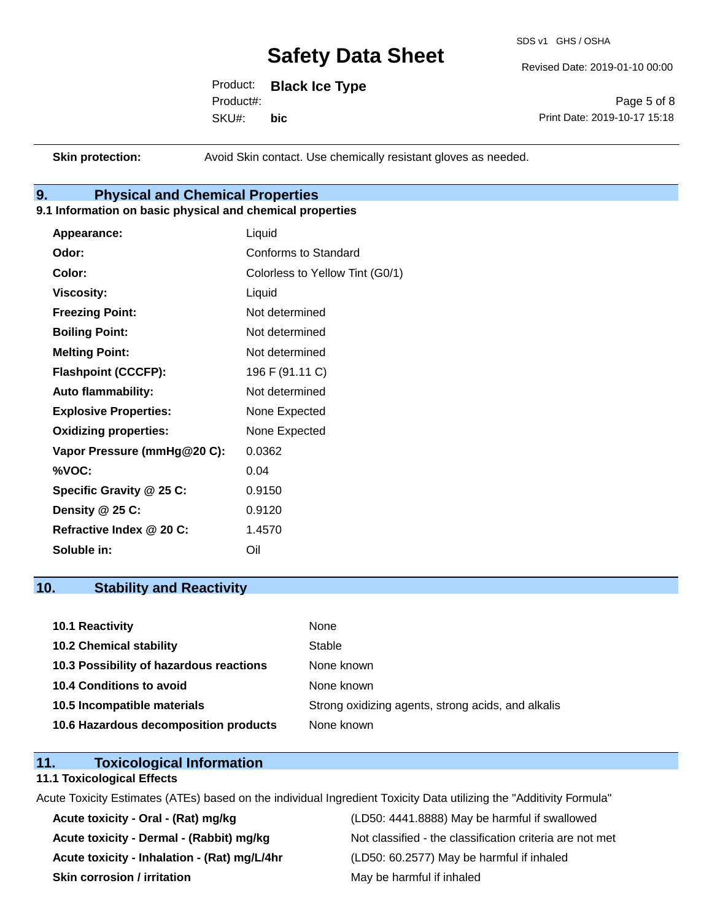| | |
|---|---|
| **Skin protection:** | Avoid Skin contact. Use chemically resistant gloves as needed. |

## 9. Physical and Chemical Properties

### 9.1 Information on basic physical and chemical properties

| | |
|---|---|
| **Appearance:** | Liquid |
| **Odor:** | Conforms to Standard |
| **Color:** | Colorless to Yellow Tint (G0/1) |
| **Viscosity:** | Liquid |
| **Freezing Point:** | Not determined |
| **Boiling Point:** | Not determined |
| **Melting Point:** | Not determined |
| **Flashpoint (CCCFP):** | 196 F (91.11 C) |
| **Auto flammability:** | Not determined |
| **Explosive Properties:** | None Expected |
| **Oxidizing properties:** | None Expected |
| **Vapor Pressure (mmHg@20 C):** | 0.0362 |
| **%VOC:** | 0.04 |
| **Specific Gravity @ 25 C:** | 0.9150 |
| **Density @ 25 C:** | 0.9120 |
| **Refractive Index @ 20 C:** | 1.4570 |
| **Soluble in:** | Oil |

## 10. Stability and Reactivity

| | |
|---|---|
| **10.1 Reactivity** | None |
| **10.2 Chemical stability** | Stable |
| **10.3 Possibility of hazardous reactions** | None known |
| **10.4 Conditions to avoid** | None known |
| **10.5 Incompatible materials** | Strong oxidizing agents, strong acids, and alkalis |
| **10.6 Hazardous decomposition products** | None known |

## 11. Toxicological Information

### 11.1 Toxicological Effects

Acute Toxicity Estimates (ATEs) based on the individual Ingredient Toxicity Data utilizing the "Additivity Formula"

| | |
|---|---|
| **Acute toxicity - Oral - (Rat) mg/kg** | (LD50: 4441.8888) May be harmful if swallowed |
| **Acute toxicity - Dermal - (Rabbit) mg/kg** | Not classified - the classification criteria are not met |
| **Acute toxicity - Inhalation - (Rat) mg/L/4hr** | (LD50: 60.2577) May be harmful if inhaled |
| **Skin corrosion / irritation** | May be harmful if inhaled |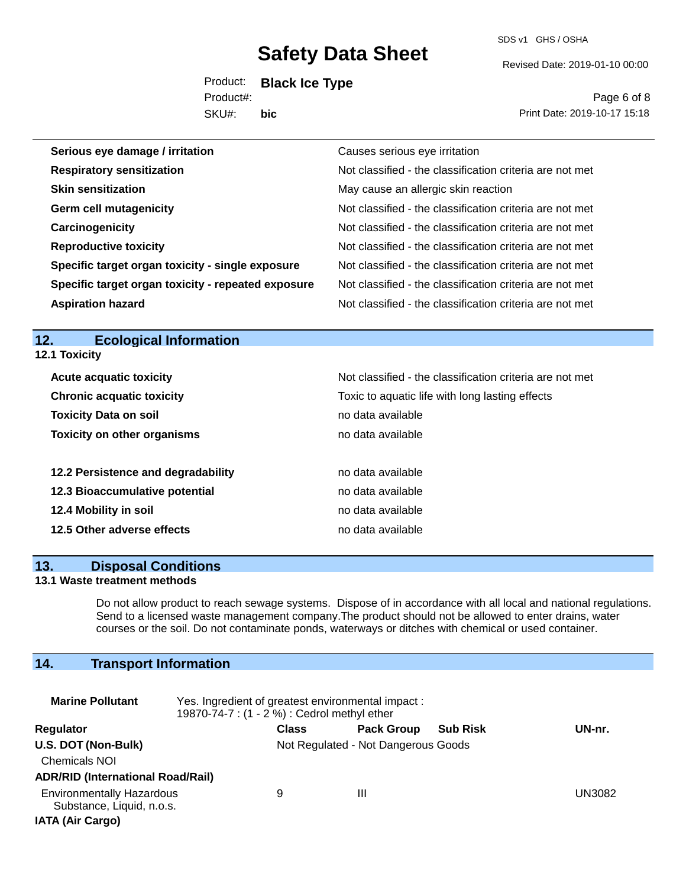| | |
|---|---|
| **Serious eye damage / irritation** | Causes serious eye irritation |
| **Respiratory sensitization** | Not classified - the classification criteria are not met |
| **Skin sensitization** | May cause an allergic skin reaction |
| **Germ cell mutagenicity** | Not classified - the classification criteria are not met |
| **Carcinogenicity** | Not classified - the classification criteria are not met |
| **Reproductive toxicity** | Not classified - the classification criteria are not met |
| **Specific target organ toxicity - single exposure** | Not classified - the classification criteria are not met |
| **Specific target organ toxicity - repeated exposure** | Not classified - the classification criteria are not met |
| **Aspiration hazard** | Not classified - the classification criteria are not met |

## 12. Ecological Information

### 12.1 Toxicity

| | |
|---|---|
| **Acute acquatic toxicity** | Not classified - the classification criteria are not met |
| **Chronic acquatic toxicity** | Toxic to aquatic life with long lasting effects |
| **Toxicity Data on soil** | no data available |
| **Toxicity on other organisms** | no data available |

| | |
|---|---|
| **12.2 Persistence and degradability** | no data available |
| **12.3 Bioaccumulative potential** | no data available |
| **12.4 Mobility in soil** | no data available |
| **12.5 Other adverse effects** | no data available |

## 13. Disposal Conditions

### 13.1 Waste treatment methods

Do not allow product to reach sewage systems. Dispose of in accordance with all local and national regulations. Send to a licensed waste management company.The product should not be allowed to enter drains, water courses or the soil. Do not contaminate ponds, waterways or ditches with chemical or used container.

## 14. Transport Information

**Marine Pollutant** Yes. Ingredient of greatest environmental impact : 19870-74-7 : (1 - 2 %) : Cedrol methyl ether

| Regulator | Class | Pack Group | Sub Risk | UN-nr. |
|---|---|---|---|---|
| **U.S. DOT (Non-Bulk)** | Not Regulated - Not Dangerous Goods | | | |
| Chemicals NOI | | | | |
| **ADR/RID (International Road/Rail)** | | | | |
| Environmentally Hazardous Substance, Liquid, n.o.s. | 9 | III | | UN3082 |
| **IATA (Air Cargo)** | | | | |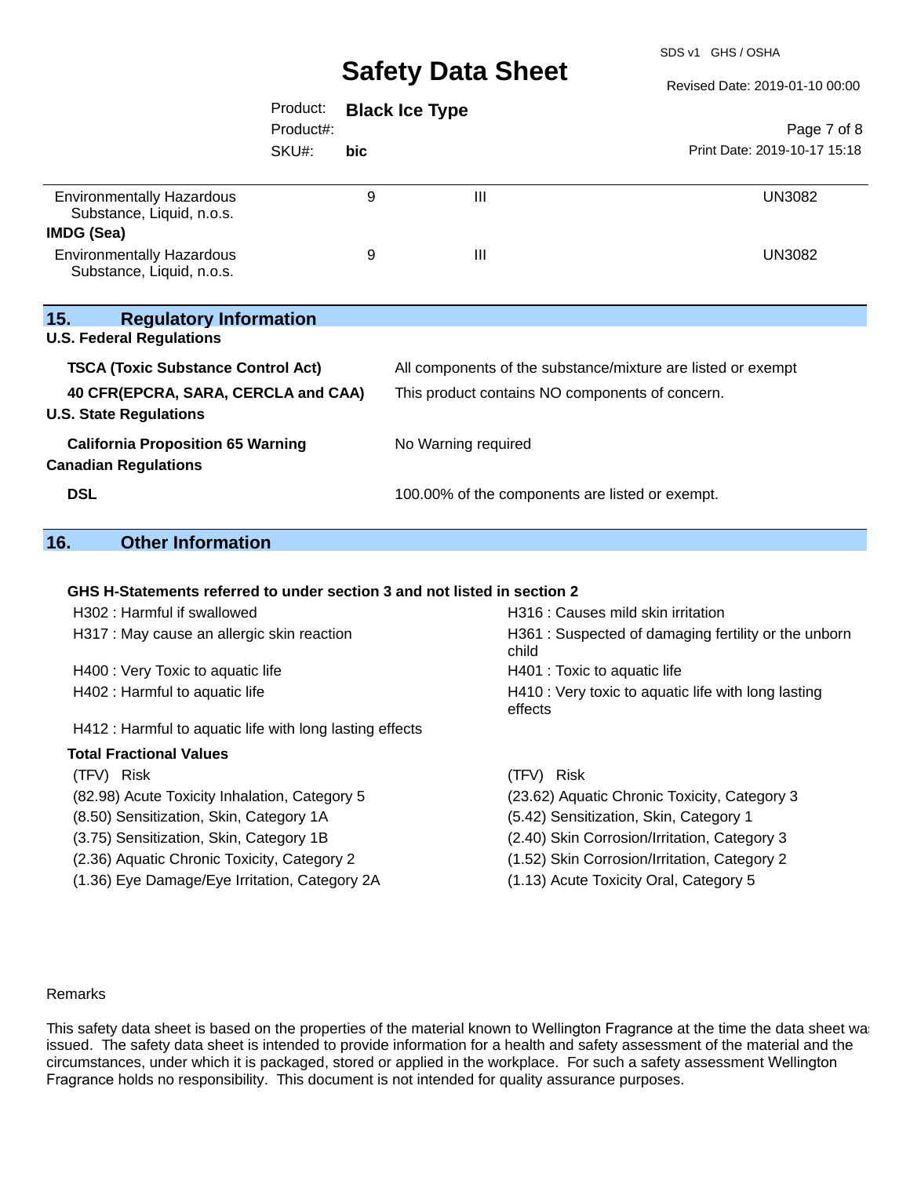| | | | |
|---|---|---|---|
| Environmentally Hazardous Substance, Liquid, n.o.s. | 9 | III | UN3082 |
| **IMDG (Sea)** | | | |
| Environmentally Hazardous Substance, Liquid, n.o.s. | 9 | III | UN3082 |

## 15. Regulatory Information

**U.S. Federal Regulations**

| | |
|---|---|
| **TSCA (Toxic Substance Control Act)** | All components of the substance/mixture are listed or exempt |
| **40 CFR(EPCRA, SARA, CERCLA and CAA)** | This product contains NO components of concern. |

**U.S. State Regulations**

| | |
|---|---|
| **California Proposition 65 Warning** | No Warning required |

**Canadian Regulations**

| | |
|---|---|
| **DSL** | 100.00% of the components are listed or exempt. |

## 16. Other Information

**GHS H-Statements referred to under section 3 and not listed in section 2**

- H302 : Harmful if swallowed
- H316 : Causes mild skin irritation
- H317 : May cause an allergic skin reaction
- H361 : Suspected of damaging fertility or the unborn child
- H400 : Very Toxic to aquatic life
- H401 : Toxic to aquatic life
- H402 : Harmful to aquatic life
- H410 : Very toxic to aquatic life with long lasting effects
- H412 : Harmful to aquatic life with long lasting effects

**Total Fractional Values**

| (TFV) Risk | (TFV) Risk |
|---|---|
| (82.98) Acute Toxicity Inhalation, Category 5 | (23.62) Aquatic Chronic Toxicity, Category 3 |
| (8.50) Sensitization, Skin, Category 1A | (5.42) Sensitization, Skin, Category 1 |
| (3.75) Sensitization, Skin, Category 1B | (2.40) Skin Corrosion/Irritation, Category 3 |
| (2.36) Aquatic Chronic Toxicity, Category 2 | (1.52) Skin Corrosion/Irritation, Category 2 |
| (1.36) Eye Damage/Eye Irritation, Category 2A | (1.13) Acute Toxicity Oral, Category 5 |

Remarks

This safety data sheet is based on the properties of the material known to Wellington Fragrance at the time the data sheet was issued. The safety data sheet is intended to provide information for a health and safety assessment of the material and the circumstances, under which it is packaged, stored or applied in the workplace. For such a safety assessment Wellington Fragrance holds no responsibility. This document is not intended for quality assurance purposes.